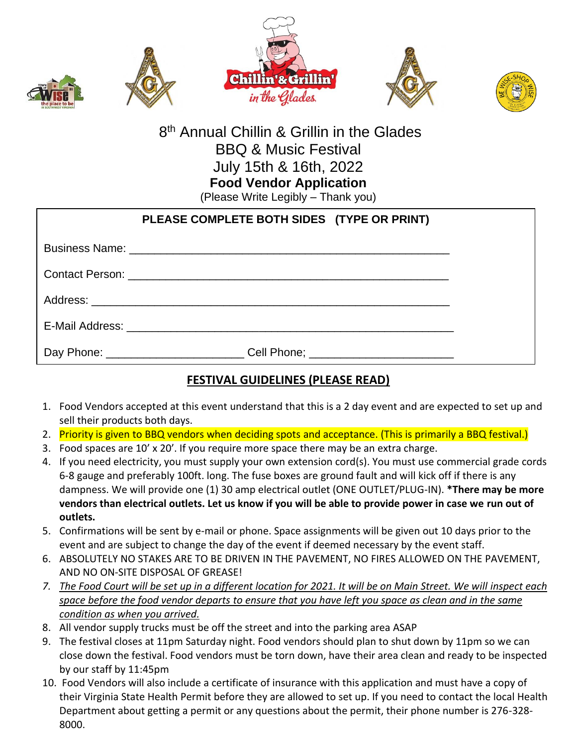# 8th Annual Chillin & Grillin in the Glades
## BBQ & Music Festival
## July 15th & 16th, 2022
## **Food Vendor Application**

(Please Write Legibly – Thank you)

**PLEASE COMPLETE BOTH SIDES (TYPE OR PRINT)**

Business Name: ________________________________________________

Contact Person: ________________________________________________

Address: ________________________________________________

E-Mail Address: ________________________________________________

Day Phone: ______________________ Cell Phone; ______________________

## FESTIVAL GUIDELINES (PLEASE READ)

1. Food Vendors accepted at this event understand that this is a 2 day event and are expected to set up and sell their products both days.
2. Priority is given to BBQ vendors when deciding spots and acceptance. (This is primarily a BBQ festival.)
3. Food spaces are 10' x 20'. If you require more space there may be an extra charge.
4. If you need electricity, you must supply your own extension cord(s). You must use commercial grade cords 6-8 gauge and preferably 100ft. long. The fuse boxes are ground fault and will kick off if there is any dampness. We will provide one (1) 30 amp electrical outlet (ONE OUTLET/PLUG-IN). **\*There may be more vendors than electrical outlets. Let us know if you will be able to provide power in case we run out of outlets.**
5. Confirmations will be sent by e-mail or phone. Space assignments will be given out 10 days prior to the event and are subject to change the day of the event if deemed necessary by the event staff.
6. ABSOLUTELY NO STAKES ARE TO BE DRIVEN IN THE PAVEMENT, NO FIRES ALLOWED ON THE PAVEMENT, AND NO ON-SITE DISPOSAL OF GREASE!
7. *The Food Court will be set up in a different location for 2021. It will be on Main Street. We will inspect each space before the food vendor departs to ensure that you have left you space as clean and in the same condition as when you arrived.*
8. All vendor supply trucks must be off the street and into the parking area ASAP
9. The festival closes at 11pm Saturday night. Food vendors should plan to shut down by 11pm so we can close down the festival. Food vendors must be torn down, have their area clean and ready to be inspected by our staff by 11:45pm
10. Food Vendors will also include a certificate of insurance with this application and must have a copy of their Virginia State Health Permit before they are allowed to set up. If you need to contact the local Health Department about getting a permit or any questions about the permit, their phone number is 276-328-8000.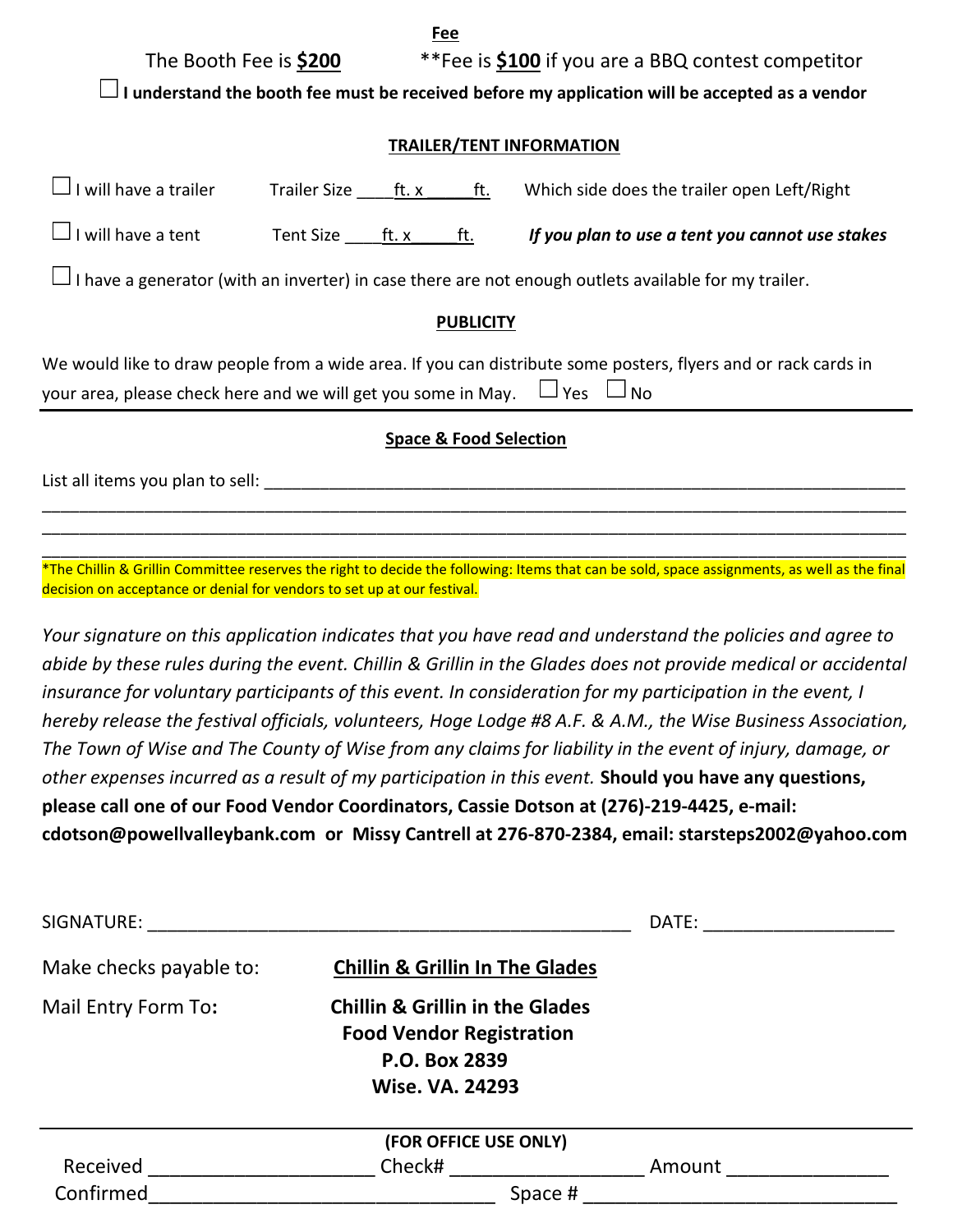**Fee**

The Booth Fee is **$200** **Fee is **$100** if you are a BBQ contest competitor

☐ **I understand the booth fee must be received before my application will be accepted as a vendor**

**TRAILER/TENT INFORMATION**

☐ I will have a trailer Trailer Size ____ft. x _____ft. Which side does the trailer open Left/Right

☐ I will have a tent Tent Size ____ft. x _____ft. ***If you plan to use a tent you cannot use stakes***

☐ I have a generator (with an inverter) in case there are not enough outlets available for my trailer.

**PUBLICITY**

We would like to draw people from a wide area. If you can distribute some posters, flyers and or rack cards in your area, please check here and we will get you some in May. ☐ Yes ☐ No

**Space & Food Selection**

List all items you plan to sell: ______________________________________________________________________

______________________________________________________________________________________________

______________________________________________________________________________________________

______________________________________________________________________________________________

*The Chillin & Grillin Committee reserves the right to decide the following: Items that can be sold, space assignments, as well as the final decision on acceptance or denial for vendors to set up at our festival.

*Your signature on this application indicates that you have read and understand the policies and agree to abide by these rules during the event. Chillin & Grillin in the Glades does not provide medical or accidental insurance for voluntary participants of this event. In consideration for my participation in the event, I hereby release the festival officials, volunteers, Hoge Lodge #8 A.F. & A.M., the Wise Business Association, The Town of Wise and The County of Wise from any claims for liability in the event of injury, damage, or other expenses incurred as a result of my participation in this event.* **Should you have any questions, please call one of our Food Vendor Coordinators, Cassie Dotson at (276)-219-4425, e-mail: cdotson@powellvalleybank.com or Missy Cantrell at 276-870-2384, email: starsteps2002@yahoo.com**

SIGNATURE: _______________________________________________ DATE: ___________________

Make checks payable to: **Chillin & Grillin In The Glades**

Mail Entry Form To**:** **Chillin & Grillin in the Glades**
**Food Vendor Registration**
**P.O. Box 2839**
**Wise. VA. 24293**

**(FOR OFFICE USE ONLY)**

Received ____________________ Check# __________________ Amount _______________

Confirmed ________________________________ Space # _____________________________